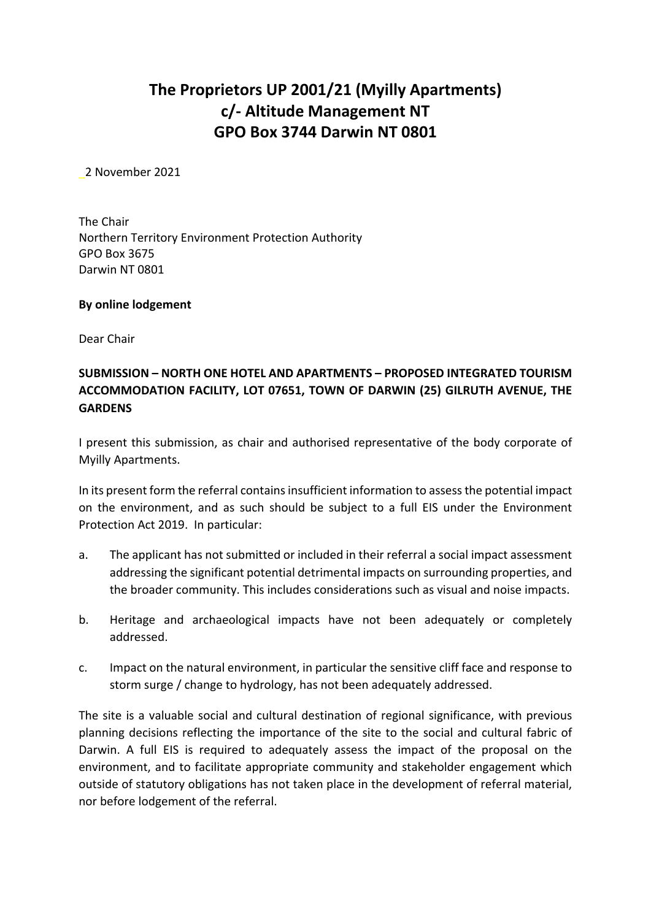# The Proprietors UP 2001/21 (Myilly Apartments)
# c/- Altitude Management NT
# GPO Box 3744 Darwin NT 0801

2 November 2021

The Chair
Northern Territory Environment Protection Authority
GPO Box 3675
Darwin NT 0801

**By online lodgement**

Dear Chair

**SUBMISSION – NORTH ONE HOTEL AND APARTMENTS – PROPOSED INTEGRATED TOURISM ACCOMMODATION FACILITY, LOT 07651, TOWN OF DARWIN (25) GILRUTH AVENUE, THE GARDENS**

I present this submission, as chair and authorised representative of the body corporate of Myilly Apartments.

In its present form the referral contains insufficient information to assess the potential impact on the environment, and as such should be subject to a full EIS under the Environment Protection Act 2019. In particular:

a. The applicant has not submitted or included in their referral a social impact assessment addressing the significant potential detrimental impacts on surrounding properties, and the broader community. This includes considerations such as visual and noise impacts.

b. Heritage and archaeological impacts have not been adequately or completely addressed.

c. Impact on the natural environment, in particular the sensitive cliff face and response to storm surge / change to hydrology, has not been adequately addressed.

The site is a valuable social and cultural destination of regional significance, with previous planning decisions reflecting the importance of the site to the social and cultural fabric of Darwin. A full EIS is required to adequately assess the impact of the proposal on the environment, and to facilitate appropriate community and stakeholder engagement which outside of statutory obligations has not taken place in the development of referral material, nor before lodgement of the referral.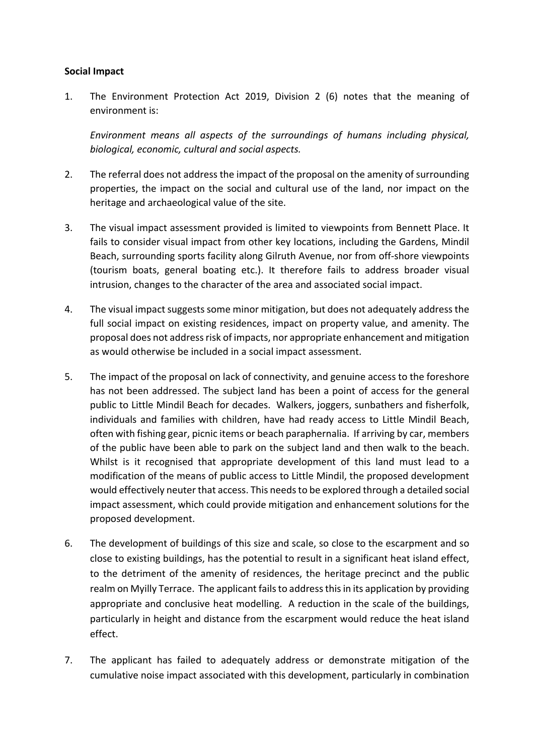**Social Impact**

1. The Environment Protection Act 2019, Division 2 (6) notes that the meaning of environment is:

   *Environment means all aspects of the surroundings of humans including physical, biological, economic, cultural and social aspects.*

2. The referral does not address the impact of the proposal on the amenity of surrounding properties, the impact on the social and cultural use of the land, nor impact on the heritage and archaeological value of the site.

3. The visual impact assessment provided is limited to viewpoints from Bennett Place. It fails to consider visual impact from other key locations, including the Gardens, Mindil Beach, surrounding sports facility along Gilruth Avenue, nor from off-shore viewpoints (tourism boats, general boating etc.). It therefore fails to address broader visual intrusion, changes to the character of the area and associated social impact.

4. The visual impact suggests some minor mitigation, but does not adequately address the full social impact on existing residences, impact on property value, and amenity. The proposal does not address risk of impacts, nor appropriate enhancement and mitigation as would otherwise be included in a social impact assessment.

5. The impact of the proposal on lack of connectivity, and genuine access to the foreshore has not been addressed. The subject land has been a point of access for the general public to Little Mindil Beach for decades. Walkers, joggers, sunbathers and fisherfolk, individuals and families with children, have had ready access to Little Mindil Beach, often with fishing gear, picnic items or beach paraphernalia. If arriving by car, members of the public have been able to park on the subject land and then walk to the beach. Whilst is it recognised that appropriate development of this land must lead to a modification of the means of public access to Little Mindil, the proposed development would effectively neuter that access. This needs to be explored through a detailed social impact assessment, which could provide mitigation and enhancement solutions for the proposed development.

6. The development of buildings of this size and scale, so close to the escarpment and so close to existing buildings, has the potential to result in a significant heat island effect, to the detriment of the amenity of residences, the heritage precinct and the public realm on Myilly Terrace. The applicant fails to address this in its application by providing appropriate and conclusive heat modelling. A reduction in the scale of the buildings, particularly in height and distance from the escarpment would reduce the heat island effect.

7. The applicant has failed to adequately address or demonstrate mitigation of the cumulative noise impact associated with this development, particularly in combination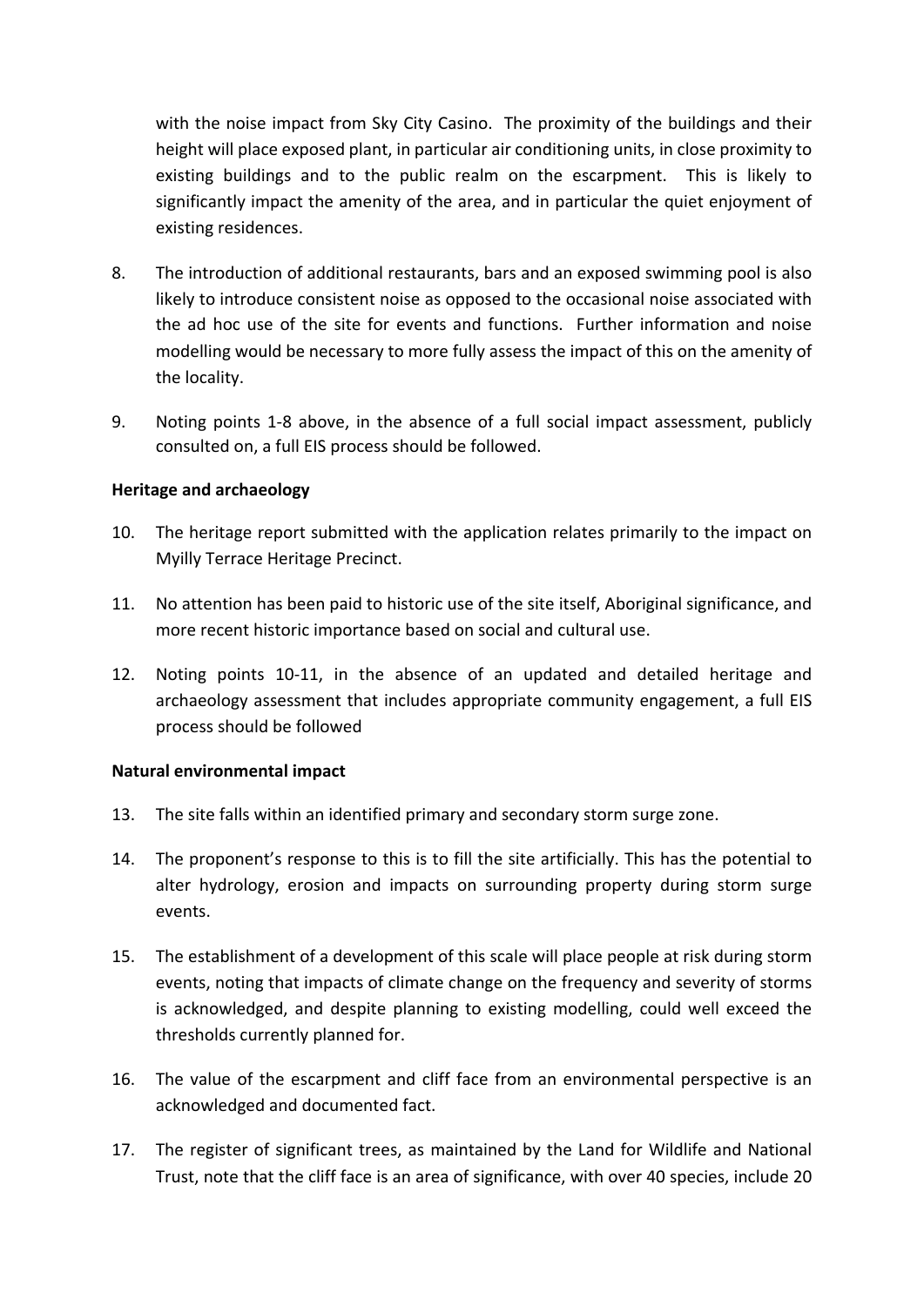with the noise impact from Sky City Casino. The proximity of the buildings and their height will place exposed plant, in particular air conditioning units, in close proximity to existing buildings and to the public realm on the escarpment. This is likely to significantly impact the amenity of the area, and in particular the quiet enjoyment of existing residences.

8. The introduction of additional restaurants, bars and an exposed swimming pool is also likely to introduce consistent noise as opposed to the occasional noise associated with the ad hoc use of the site for events and functions. Further information and noise modelling would be necessary to more fully assess the impact of this on the amenity of the locality.

9. Noting points 1-8 above, in the absence of a full social impact assessment, publicly consulted on, a full EIS process should be followed.

**Heritage and archaeology**

10. The heritage report submitted with the application relates primarily to the impact on Myilly Terrace Heritage Precinct.

11. No attention has been paid to historic use of the site itself, Aboriginal significance, and more recent historic importance based on social and cultural use.

12. Noting points 10-11, in the absence of an updated and detailed heritage and archaeology assessment that includes appropriate community engagement, a full EIS process should be followed

**Natural environmental impact**

13. The site falls within an identified primary and secondary storm surge zone.

14. The proponent's response to this is to fill the site artificially. This has the potential to alter hydrology, erosion and impacts on surrounding property during storm surge events.

15. The establishment of a development of this scale will place people at risk during storm events, noting that impacts of climate change on the frequency and severity of storms is acknowledged, and despite planning to existing modelling, could well exceed the thresholds currently planned for.

16. The value of the escarpment and cliff face from an environmental perspective is an acknowledged and documented fact.

17. The register of significant trees, as maintained by the Land for Wildlife and National Trust, note that the cliff face is an area of significance, with over 40 species, include 20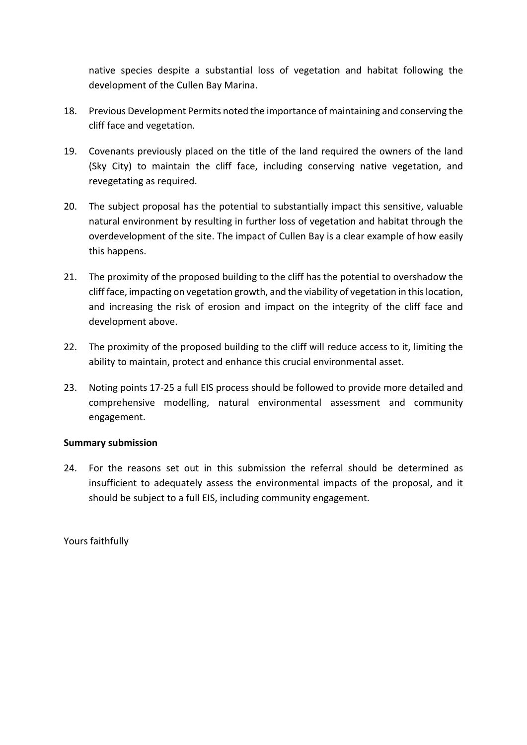native species despite a substantial loss of vegetation and habitat following the development of the Cullen Bay Marina.

18. Previous Development Permits noted the importance of maintaining and conserving the cliff face and vegetation.

19. Covenants previously placed on the title of the land required the owners of the land (Sky City) to maintain the cliff face, including conserving native vegetation, and revegetating as required.

20. The subject proposal has the potential to substantially impact this sensitive, valuable natural environment by resulting in further loss of vegetation and habitat through the overdevelopment of the site. The impact of Cullen Bay is a clear example of how easily this happens.

21. The proximity of the proposed building to the cliff has the potential to overshadow the cliff face, impacting on vegetation growth, and the viability of vegetation in this location, and increasing the risk of erosion and impact on the integrity of the cliff face and development above.

22. The proximity of the proposed building to the cliff will reduce access to it, limiting the ability to maintain, protect and enhance this crucial environmental asset.

23. Noting points 17-25 a full EIS process should be followed to provide more detailed and comprehensive modelling, natural environmental assessment and community engagement.

**Summary submission**

24. For the reasons set out in this submission the referral should be determined as insufficient to adequately assess the environmental impacts of the proposal, and it should be subject to a full EIS, including community engagement.

Yours faithfully